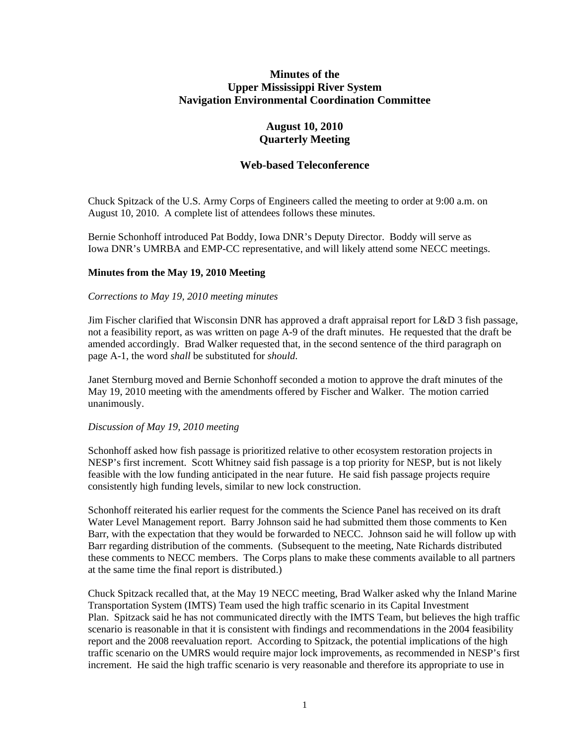# Minutes of the Upper Mississippi River System Navigation Environmental Coordination Committee

## August 10, 2010 Quarterly Meeting

## Web-based Teleconference

Chuck Spitzack of the U.S. Army Corps of Engineers called the meeting to order at 9:00 a.m. on August 10, 2010. A complete list of attendees follows these minutes.

Bernie Schonhoff introduced Pat Boddy, Iowa DNR's Deputy Director. Boddy will serve as Iowa DNR's UMRBA and EMP-CC representative, and will likely attend some NECC meetings.

### Minutes from the May 19, 2010 Meeting

*Corrections to May 19, 2010 meeting minutes*

Jim Fischer clarified that Wisconsin DNR has approved a draft appraisal report for L&D 3 fish passage, not a feasibility report, as was written on page A-9 of the draft minutes. He requested that the draft be amended accordingly. Brad Walker requested that, in the second sentence of the third paragraph on page A-1, the word *shall* be substituted for *should*.

Janet Sternburg moved and Bernie Schonhoff seconded a motion to approve the draft minutes of the May 19, 2010 meeting with the amendments offered by Fischer and Walker. The motion carried unanimously.

*Discussion of May 19, 2010 meeting*

Schonhoff asked how fish passage is prioritized relative to other ecosystem restoration projects in NESP's first increment. Scott Whitney said fish passage is a top priority for NESP, but is not likely feasible with the low funding anticipated in the near future. He said fish passage projects require consistently high funding levels, similar to new lock construction.

Schonhoff reiterated his earlier request for the comments the Science Panel has received on its draft Water Level Management report. Barry Johnson said he had submitted them those comments to Ken Barr, with the expectation that they would be forwarded to NECC. Johnson said he will follow up with Barr regarding distribution of the comments. (Subsequent to the meeting, Nate Richards distributed these comments to NECC members. The Corps plans to make these comments available to all partners at the same time the final report is distributed.)

Chuck Spitzack recalled that, at the May 19 NECC meeting, Brad Walker asked why the Inland Marine Transportation System (IMTS) Team used the high traffic scenario in its Capital Investment Plan. Spitzack said he has not communicated directly with the IMTS Team, but believes the high traffic scenario is reasonable in that it is consistent with findings and recommendations in the 2004 feasibility report and the 2008 reevaluation report. According to Spitzack, the potential implications of the high traffic scenario on the UMRS would require major lock improvements, as recommended in NESP's first increment. He said the high traffic scenario is very reasonable and therefore its appropriate to use in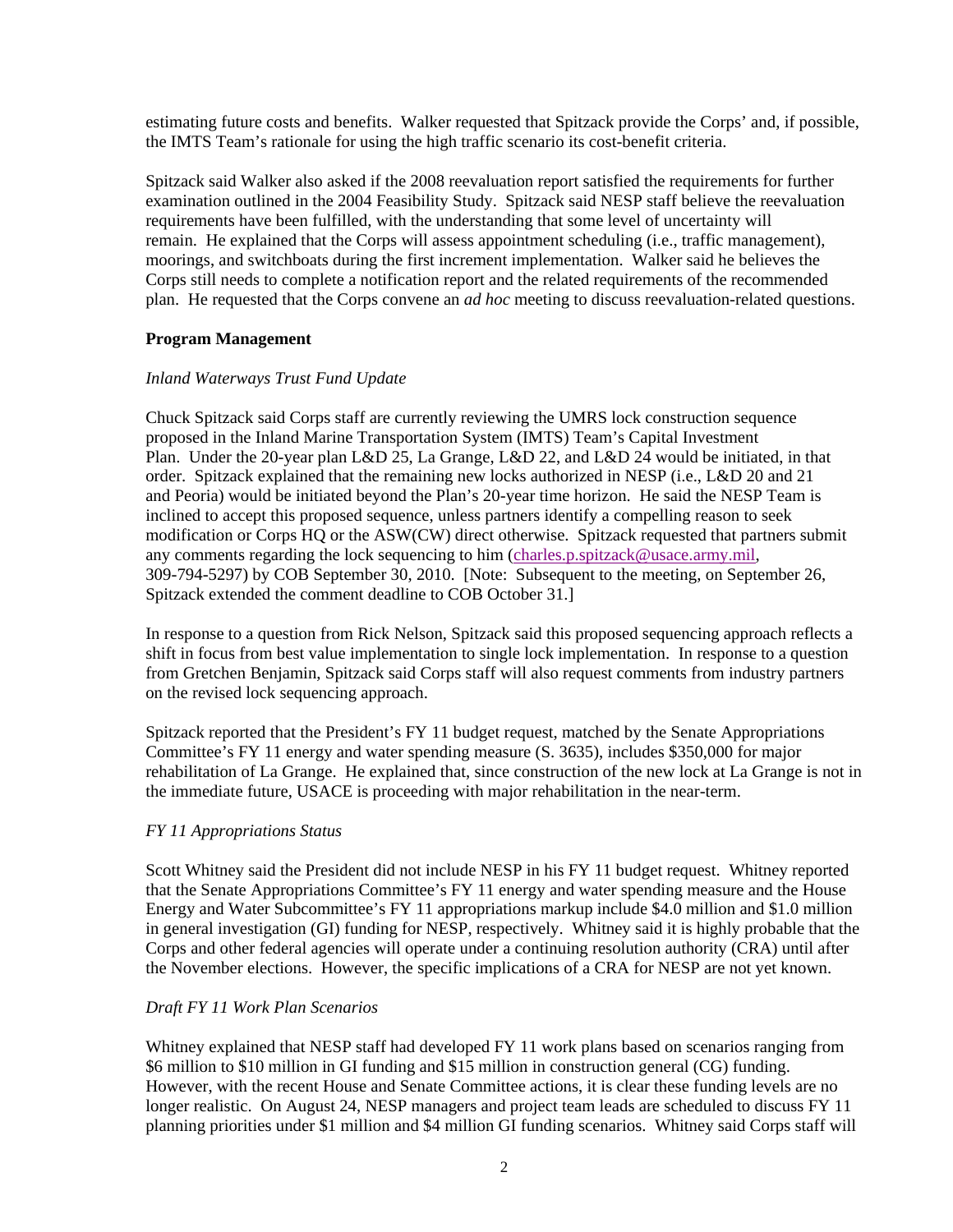estimating future costs and benefits. Walker requested that Spitzack provide the Corps' and, if possible, the IMTS Team's rationale for using the high traffic scenario its cost-benefit criteria.

Spitzack said Walker also asked if the 2008 reevaluation report satisfied the requirements for further examination outlined in the 2004 Feasibility Study. Spitzack said NESP staff believe the reevaluation requirements have been fulfilled, with the understanding that some level of uncertainty will remain. He explained that the Corps will assess appointment scheduling (i.e., traffic management), moorings, and switchboats during the first increment implementation. Walker said he believes the Corps still needs to complete a notification report and the related requirements of the recommended plan. He requested that the Corps convene an *ad hoc* meeting to discuss reevaluation-related questions.

**Program Management**

*Inland Waterways Trust Fund Update*

Chuck Spitzack said Corps staff are currently reviewing the UMRS lock construction sequence proposed in the Inland Marine Transportation System (IMTS) Team's Capital Investment Plan. Under the 20-year plan L&D 25, La Grange, L&D 22, and L&D 24 would be initiated, in that order. Spitzack explained that the remaining new locks authorized in NESP (i.e., L&D 20 and 21 and Peoria) would be initiated beyond the Plan's 20-year time horizon. He said the NESP Team is inclined to accept this proposed sequence, unless partners identify a compelling reason to seek modification or Corps HQ or the ASW(CW) direct otherwise. Spitzack requested that partners submit any comments regarding the lock sequencing to him (charles.p.spitzack@usace.army.mil, 309-794-5297) by COB September 30, 2010. [Note: Subsequent to the meeting, on September 26, Spitzack extended the comment deadline to COB October 31.]

In response to a question from Rick Nelson, Spitzack said this proposed sequencing approach reflects a shift in focus from best value implementation to single lock implementation. In response to a question from Gretchen Benjamin, Spitzack said Corps staff will also request comments from industry partners on the revised lock sequencing approach.

Spitzack reported that the President's FY 11 budget request, matched by the Senate Appropriations Committee's FY 11 energy and water spending measure (S. 3635), includes $350,000 for major rehabilitation of La Grange. He explained that, since construction of the new lock at La Grange is not in the immediate future, USACE is proceeding with major rehabilitation in the near-term.

*FY 11 Appropriations Status*

Scott Whitney said the President did not include NESP in his FY 11 budget request. Whitney reported that the Senate Appropriations Committee's FY 11 energy and water spending measure and the House Energy and Water Subcommittee's FY 11 appropriations markup include $4.0 million and $1.0 million in general investigation (GI) funding for NESP, respectively. Whitney said it is highly probable that the Corps and other federal agencies will operate under a continuing resolution authority (CRA) until after the November elections. However, the specific implications of a CRA for NESP are not yet known.

*Draft FY 11 Work Plan Scenarios*

Whitney explained that NESP staff had developed FY 11 work plans based on scenarios ranging from $6 million to $10 million in GI funding and $15 million in construction general (CG) funding. However, with the recent House and Senate Committee actions, it is clear these funding levels are no longer realistic. On August 24, NESP managers and project team leads are scheduled to discuss FY 11 planning priorities under $1 million and $4 million GI funding scenarios. Whitney said Corps staff will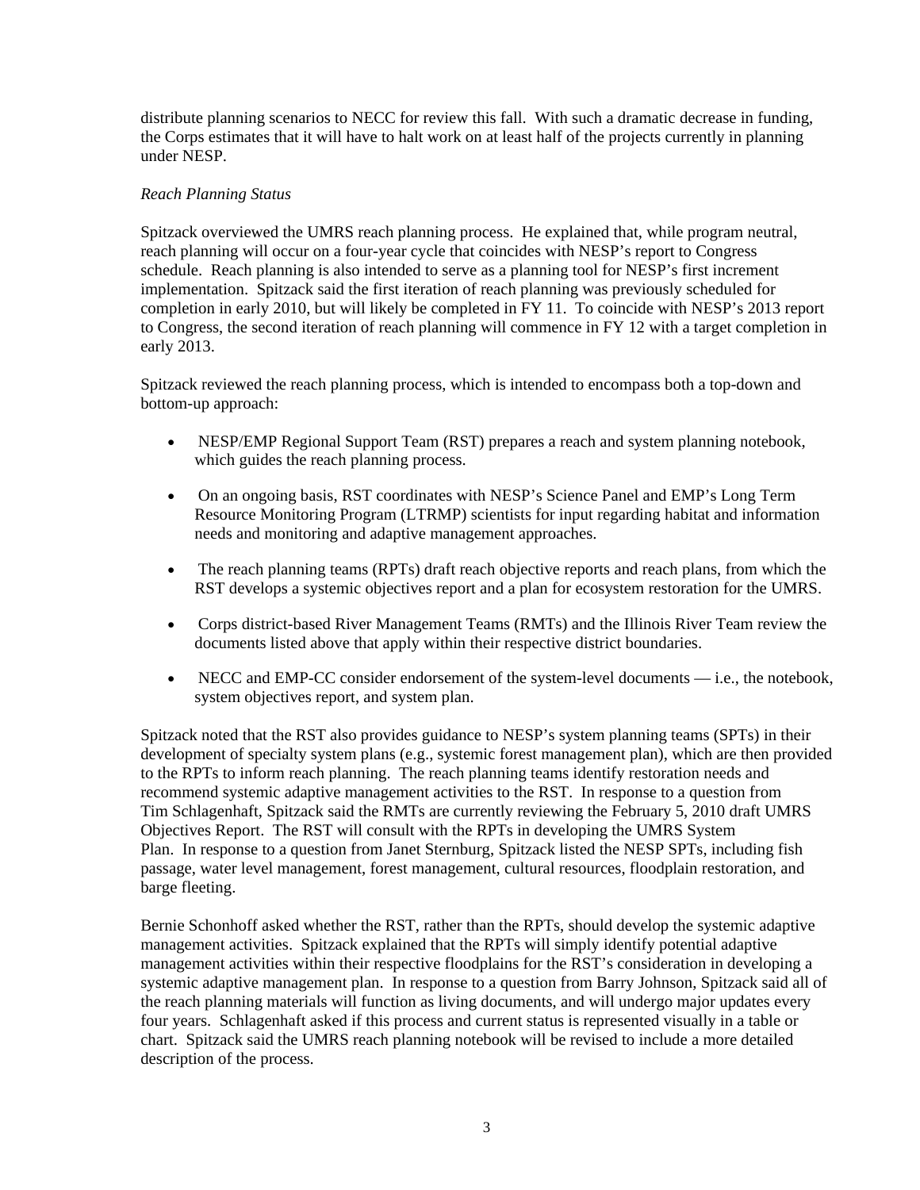distribute planning scenarios to NECC for review this fall. With such a dramatic decrease in funding, the Corps estimates that it will have to halt work on at least half of the projects currently in planning under NESP.

*Reach Planning Status*

Spitzack overviewed the UMRS reach planning process. He explained that, while program neutral, reach planning will occur on a four-year cycle that coincides with NESP's report to Congress schedule. Reach planning is also intended to serve as a planning tool for NESP's first increment implementation. Spitzack said the first iteration of reach planning was previously scheduled for completion in early 2010, but will likely be completed in FY 11. To coincide with NESP's 2013 report to Congress, the second iteration of reach planning will commence in FY 12 with a target completion in early 2013.

Spitzack reviewed the reach planning process, which is intended to encompass both a top-down and bottom-up approach:

- NESP/EMP Regional Support Team (RST) prepares a reach and system planning notebook, which guides the reach planning process.
- On an ongoing basis, RST coordinates with NESP's Science Panel and EMP's Long Term Resource Monitoring Program (LTRMP) scientists for input regarding habitat and information needs and monitoring and adaptive management approaches.
- The reach planning teams (RPTs) draft reach objective reports and reach plans, from which the RST develops a systemic objectives report and a plan for ecosystem restoration for the UMRS.
- Corps district-based River Management Teams (RMTs) and the Illinois River Team review the documents listed above that apply within their respective district boundaries.
- NECC and EMP-CC consider endorsement of the system-level documents — i.e., the notebook, system objectives report, and system plan.

Spitzack noted that the RST also provides guidance to NESP's system planning teams (SPTs) in their development of specialty system plans (e.g., systemic forest management plan), which are then provided to the RPTs to inform reach planning. The reach planning teams identify restoration needs and recommend systemic adaptive management activities to the RST. In response to a question from Tim Schlagenhaft, Spitzack said the RMTs are currently reviewing the February 5, 2010 draft UMRS Objectives Report. The RST will consult with the RPTs in developing the UMRS System Plan. In response to a question from Janet Sternburg, Spitzack listed the NESP SPTs, including fish passage, water level management, forest management, cultural resources, floodplain restoration, and barge fleeting.

Bernie Schonhoff asked whether the RST, rather than the RPTs, should develop the systemic adaptive management activities. Spitzack explained that the RPTs will simply identify potential adaptive management activities within their respective floodplains for the RST's consideration in developing a systemic adaptive management plan. In response to a question from Barry Johnson, Spitzack said all of the reach planning materials will function as living documents, and will undergo major updates every four years. Schlagenhaft asked if this process and current status is represented visually in a table or chart. Spitzack said the UMRS reach planning notebook will be revised to include a more detailed description of the process.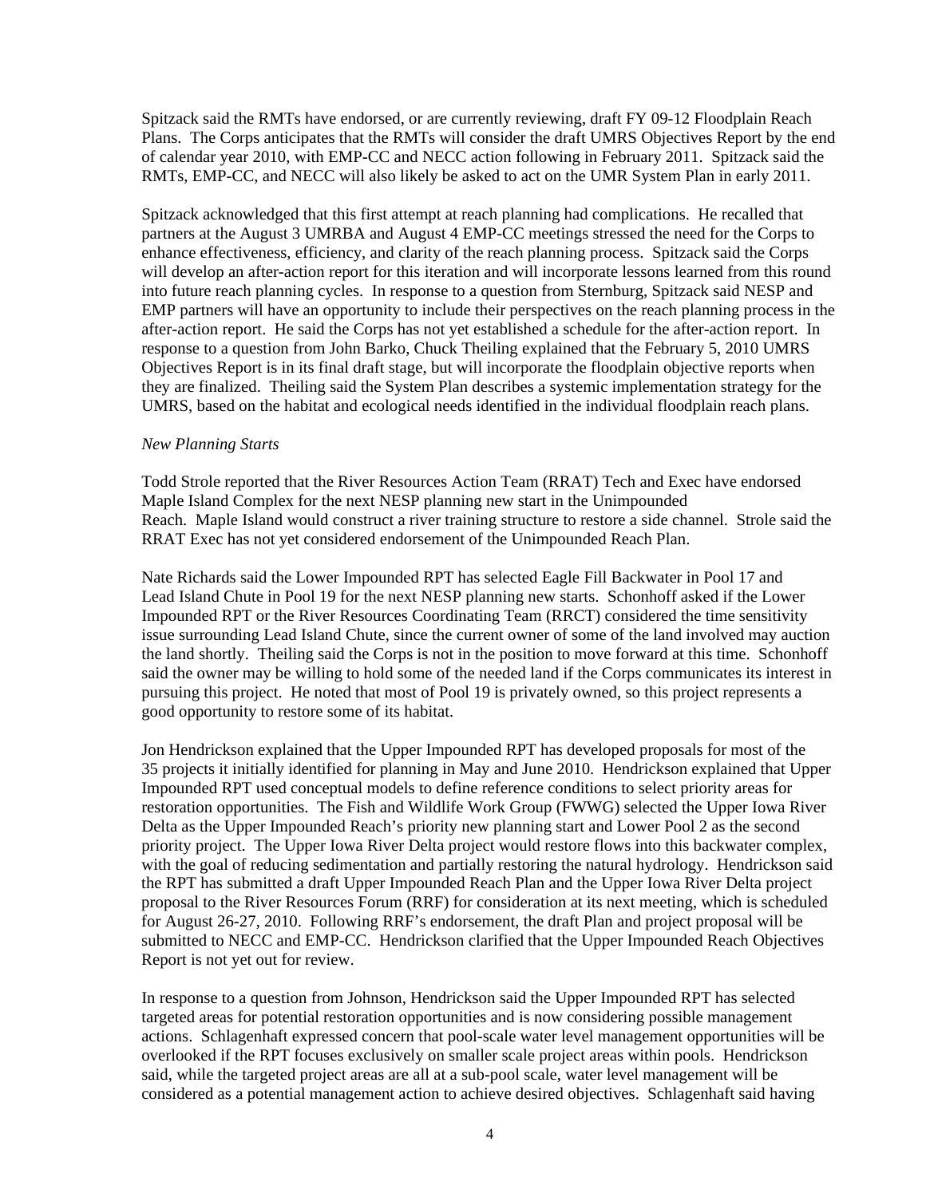Spitzack said the RMTs have endorsed, or are currently reviewing, draft FY 09-12 Floodplain Reach Plans. The Corps anticipates that the RMTs will consider the draft UMRS Objectives Report by the end of calendar year 2010, with EMP-CC and NECC action following in February 2011. Spitzack said the RMTs, EMP-CC, and NECC will also likely be asked to act on the UMR System Plan in early 2011.

Spitzack acknowledged that this first attempt at reach planning had complications. He recalled that partners at the August 3 UMRBA and August 4 EMP-CC meetings stressed the need for the Corps to enhance effectiveness, efficiency, and clarity of the reach planning process. Spitzack said the Corps will develop an after-action report for this iteration and will incorporate lessons learned from this round into future reach planning cycles. In response to a question from Sternburg, Spitzack said NESP and EMP partners will have an opportunity to include their perspectives on the reach planning process in the after-action report. He said the Corps has not yet established a schedule for the after-action report. In response to a question from John Barko, Chuck Theiling explained that the February 5, 2010 UMRS Objectives Report is in its final draft stage, but will incorporate the floodplain objective reports when they are finalized. Theiling said the System Plan describes a systemic implementation strategy for the UMRS, based on the habitat and ecological needs identified in the individual floodplain reach plans.

*New Planning Starts*

Todd Strole reported that the River Resources Action Team (RRAT) Tech and Exec have endorsed Maple Island Complex for the next NESP planning new start in the Unimpounded Reach. Maple Island would construct a river training structure to restore a side channel. Strole said the RRAT Exec has not yet considered endorsement of the Unimpounded Reach Plan.

Nate Richards said the Lower Impounded RPT has selected Eagle Fill Backwater in Pool 17 and Lead Island Chute in Pool 19 for the next NESP planning new starts. Schonhoff asked if the Lower Impounded RPT or the River Resources Coordinating Team (RRCT) considered the time sensitivity issue surrounding Lead Island Chute, since the current owner of some of the land involved may auction the land shortly. Theiling said the Corps is not in the position to move forward at this time. Schonhoff said the owner may be willing to hold some of the needed land if the Corps communicates its interest in pursuing this project. He noted that most of Pool 19 is privately owned, so this project represents a good opportunity to restore some of its habitat.

Jon Hendrickson explained that the Upper Impounded RPT has developed proposals for most of the 35 projects it initially identified for planning in May and June 2010. Hendrickson explained that Upper Impounded RPT used conceptual models to define reference conditions to select priority areas for restoration opportunities. The Fish and Wildlife Work Group (FWWG) selected the Upper Iowa River Delta as the Upper Impounded Reach's priority new planning start and Lower Pool 2 as the second priority project. The Upper Iowa River Delta project would restore flows into this backwater complex, with the goal of reducing sedimentation and partially restoring the natural hydrology. Hendrickson said the RPT has submitted a draft Upper Impounded Reach Plan and the Upper Iowa River Delta project proposal to the River Resources Forum (RRF) for consideration at its next meeting, which is scheduled for August 26-27, 2010. Following RRF's endorsement, the draft Plan and project proposal will be submitted to NECC and EMP-CC. Hendrickson clarified that the Upper Impounded Reach Objectives Report is not yet out for review.

In response to a question from Johnson, Hendrickson said the Upper Impounded RPT has selected targeted areas for potential restoration opportunities and is now considering possible management actions. Schlagenhaft expressed concern that pool-scale water level management opportunities will be overlooked if the RPT focuses exclusively on smaller scale project areas within pools. Hendrickson said, while the targeted project areas are all at a sub-pool scale, water level management will be considered as a potential management action to achieve desired objectives. Schlagenhaft said having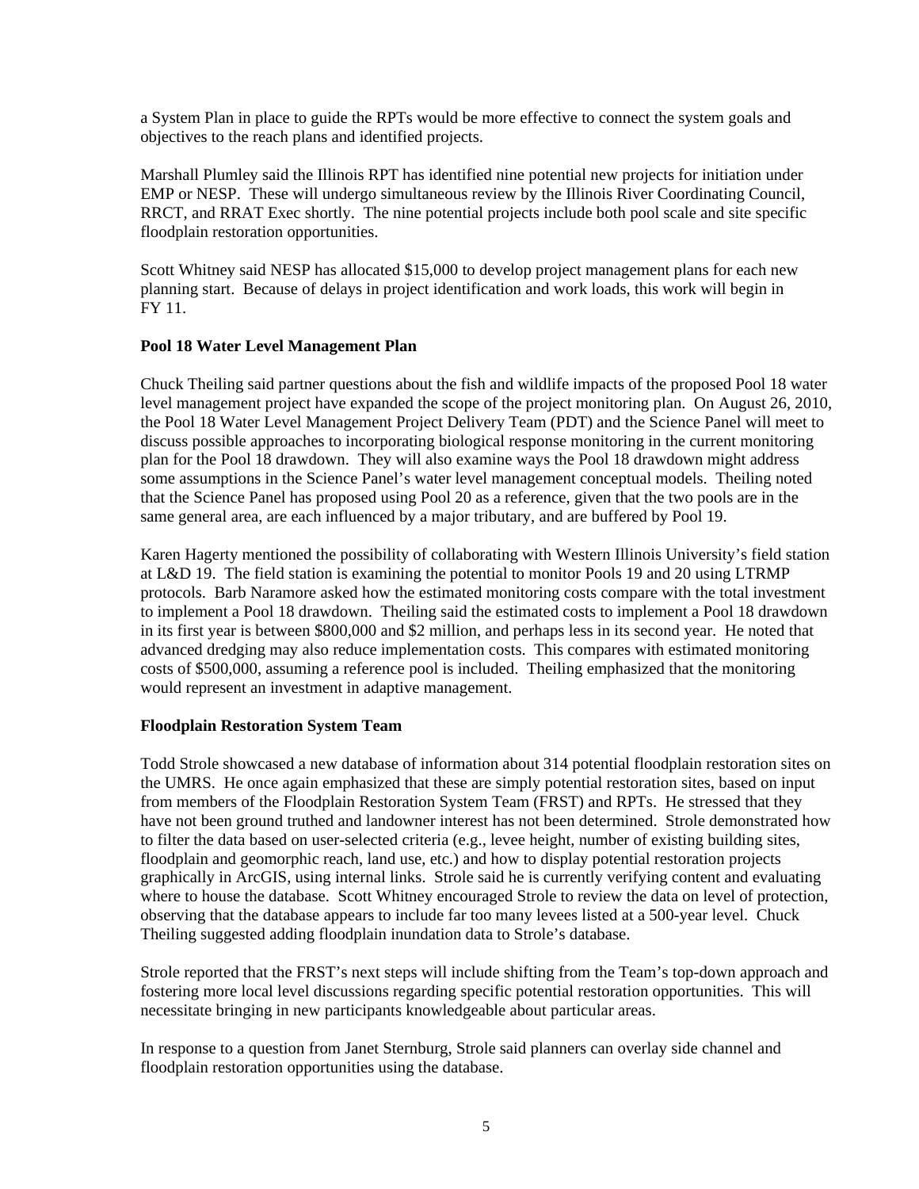a System Plan in place to guide the RPTs would be more effective to connect the system goals and objectives to the reach plans and identified projects.

Marshall Plumley said the Illinois RPT has identified nine potential new projects for initiation under EMP or NESP. These will undergo simultaneous review by the Illinois River Coordinating Council, RRCT, and RRAT Exec shortly. The nine potential projects include both pool scale and site specific floodplain restoration opportunities.

Scott Whitney said NESP has allocated $15,000 to develop project management plans for each new planning start. Because of delays in project identification and work loads, this work will begin in FY 11.

**Pool 18 Water Level Management Plan**

Chuck Theiling said partner questions about the fish and wildlife impacts of the proposed Pool 18 water level management project have expanded the scope of the project monitoring plan. On August 26, 2010, the Pool 18 Water Level Management Project Delivery Team (PDT) and the Science Panel will meet to discuss possible approaches to incorporating biological response monitoring in the current monitoring plan for the Pool 18 drawdown. They will also examine ways the Pool 18 drawdown might address some assumptions in the Science Panel's water level management conceptual models. Theiling noted that the Science Panel has proposed using Pool 20 as a reference, given that the two pools are in the same general area, are each influenced by a major tributary, and are buffered by Pool 19.

Karen Hagerty mentioned the possibility of collaborating with Western Illinois University's field station at L&D 19. The field station is examining the potential to monitor Pools 19 and 20 using LTRMP protocols. Barb Naramore asked how the estimated monitoring costs compare with the total investment to implement a Pool 18 drawdown. Theiling said the estimated costs to implement a Pool 18 drawdown in its first year is between $800,000 and $2 million, and perhaps less in its second year. He noted that advanced dredging may also reduce implementation costs. This compares with estimated monitoring costs of $500,000, assuming a reference pool is included. Theiling emphasized that the monitoring would represent an investment in adaptive management.

**Floodplain Restoration System Team**

Todd Strole showcased a new database of information about 314 potential floodplain restoration sites on the UMRS. He once again emphasized that these are simply potential restoration sites, based on input from members of the Floodplain Restoration System Team (FRST) and RPTs. He stressed that they have not been ground truthed and landowner interest has not been determined. Strole demonstrated how to filter the data based on user-selected criteria (e.g., levee height, number of existing building sites, floodplain and geomorphic reach, land use, etc.) and how to display potential restoration projects graphically in ArcGIS, using internal links. Strole said he is currently verifying content and evaluating where to house the database. Scott Whitney encouraged Strole to review the data on level of protection, observing that the database appears to include far too many levees listed at a 500-year level. Chuck Theiling suggested adding floodplain inundation data to Strole's database.

Strole reported that the FRST's next steps will include shifting from the Team's top-down approach and fostering more local level discussions regarding specific potential restoration opportunities. This will necessitate bringing in new participants knowledgeable about particular areas.

In response to a question from Janet Sternburg, Strole said planners can overlay side channel and floodplain restoration opportunities using the database.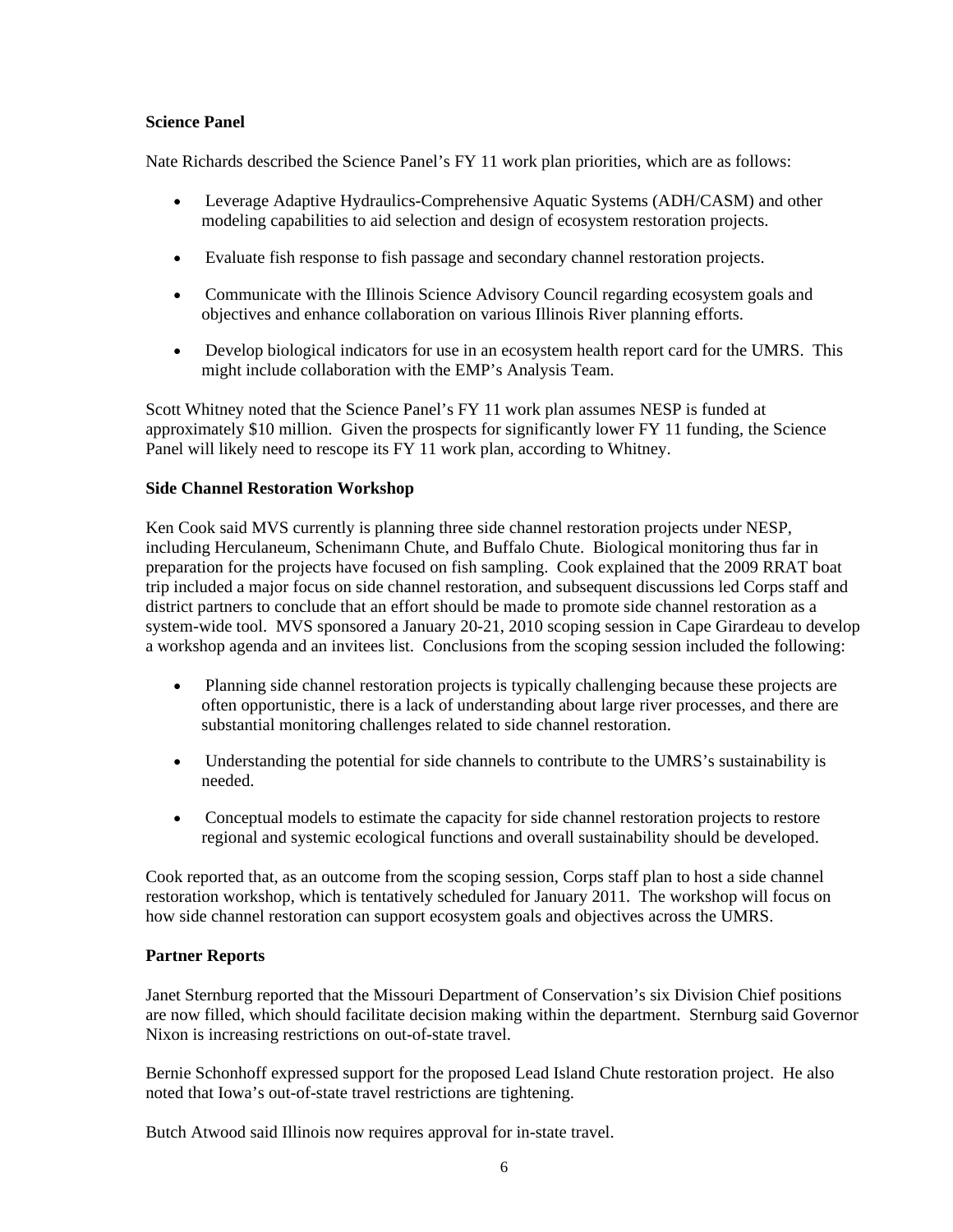**Science Panel**

Nate Richards described the Science Panel's FY 11 work plan priorities, which are as follows:

- Leverage Adaptive Hydraulics-Comprehensive Aquatic Systems (ADH/CASM) and other modeling capabilities to aid selection and design of ecosystem restoration projects.
- Evaluate fish response to fish passage and secondary channel restoration projects.
- Communicate with the Illinois Science Advisory Council regarding ecosystem goals and objectives and enhance collaboration on various Illinois River planning efforts.
- Develop biological indicators for use in an ecosystem health report card for the UMRS. This might include collaboration with the EMP's Analysis Team.

Scott Whitney noted that the Science Panel's FY 11 work plan assumes NESP is funded at approximately $10 million. Given the prospects for significantly lower FY 11 funding, the Science Panel will likely need to rescope its FY 11 work plan, according to Whitney.

**Side Channel Restoration Workshop**

Ken Cook said MVS currently is planning three side channel restoration projects under NESP, including Herculaneum, Schenimann Chute, and Buffalo Chute. Biological monitoring thus far in preparation for the projects have focused on fish sampling. Cook explained that the 2009 RRAT boat trip included a major focus on side channel restoration, and subsequent discussions led Corps staff and district partners to conclude that an effort should be made to promote side channel restoration as a system-wide tool. MVS sponsored a January 20-21, 2010 scoping session in Cape Girardeau to develop a workshop agenda and an invitees list. Conclusions from the scoping session included the following:

- Planning side channel restoration projects is typically challenging because these projects are often opportunistic, there is a lack of understanding about large river processes, and there are substantial monitoring challenges related to side channel restoration.
- Understanding the potential for side channels to contribute to the UMRS's sustainability is needed.
- Conceptual models to estimate the capacity for side channel restoration projects to restore regional and systemic ecological functions and overall sustainability should be developed.

Cook reported that, as an outcome from the scoping session, Corps staff plan to host a side channel restoration workshop, which is tentatively scheduled for January 2011. The workshop will focus on how side channel restoration can support ecosystem goals and objectives across the UMRS.

**Partner Reports**

Janet Sternburg reported that the Missouri Department of Conservation's six Division Chief positions are now filled, which should facilitate decision making within the department. Sternburg said Governor Nixon is increasing restrictions on out-of-state travel.

Bernie Schonhoff expressed support for the proposed Lead Island Chute restoration project. He also noted that Iowa's out-of-state travel restrictions are tightening.

Butch Atwood said Illinois now requires approval for in-state travel.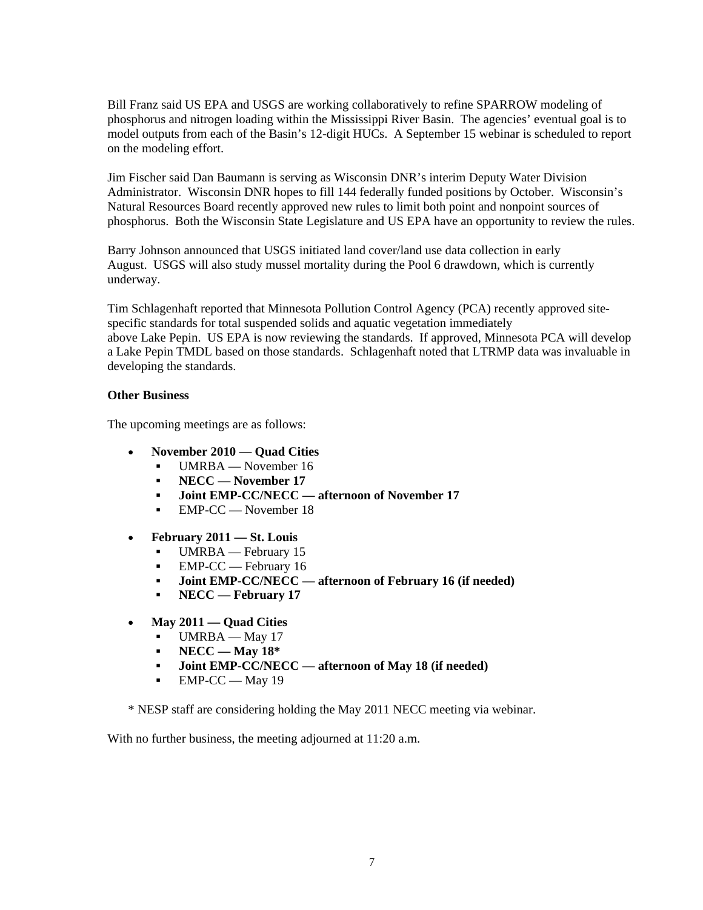Bill Franz said US EPA and USGS are working collaboratively to refine SPARROW modeling of phosphorus and nitrogen loading within the Mississippi River Basin. The agencies' eventual goal is to model outputs from each of the Basin's 12-digit HUCs. A September 15 webinar is scheduled to report on the modeling effort.

Jim Fischer said Dan Baumann is serving as Wisconsin DNR's interim Deputy Water Division Administrator. Wisconsin DNR hopes to fill 144 federally funded positions by October. Wisconsin's Natural Resources Board recently approved new rules to limit both point and nonpoint sources of phosphorus. Both the Wisconsin State Legislature and US EPA have an opportunity to review the rules.

Barry Johnson announced that USGS initiated land cover/land use data collection in early August. USGS will also study mussel mortality during the Pool 6 drawdown, which is currently underway.

Tim Schlagenhaft reported that Minnesota Pollution Control Agency (PCA) recently approved site-specific standards for total suspended solids and aquatic vegetation immediately above Lake Pepin. US EPA is now reviewing the standards. If approved, Minnesota PCA will develop a Lake Pepin TMDL based on those standards. Schlagenhaft noted that LTRMP data was invaluable in developing the standards.

**Other Business**

The upcoming meetings are as follows:

- **November 2010 — Quad Cities**
  - UMRBA — November 16
  - **NECC — November 17**
  - **Joint EMP-CC/NECC — afternoon of November 17**
  - EMP-CC — November 18
- **February 2011 — St. Louis**
  - UMRBA — February 15
  - EMP-CC — February 16
  - **Joint EMP-CC/NECC — afternoon of February 16 (if needed)**
  - **NECC — February 17**
- **May 2011 — Quad Cities**
  - UMRBA — May 17
  - **NECC — May 18***
  - **Joint EMP-CC/NECC — afternoon of May 18 (if needed)**
  - EMP-CC — May 19

\* NESP staff are considering holding the May 2011 NECC meeting via webinar.

With no further business, the meeting adjourned at 11:20 a.m.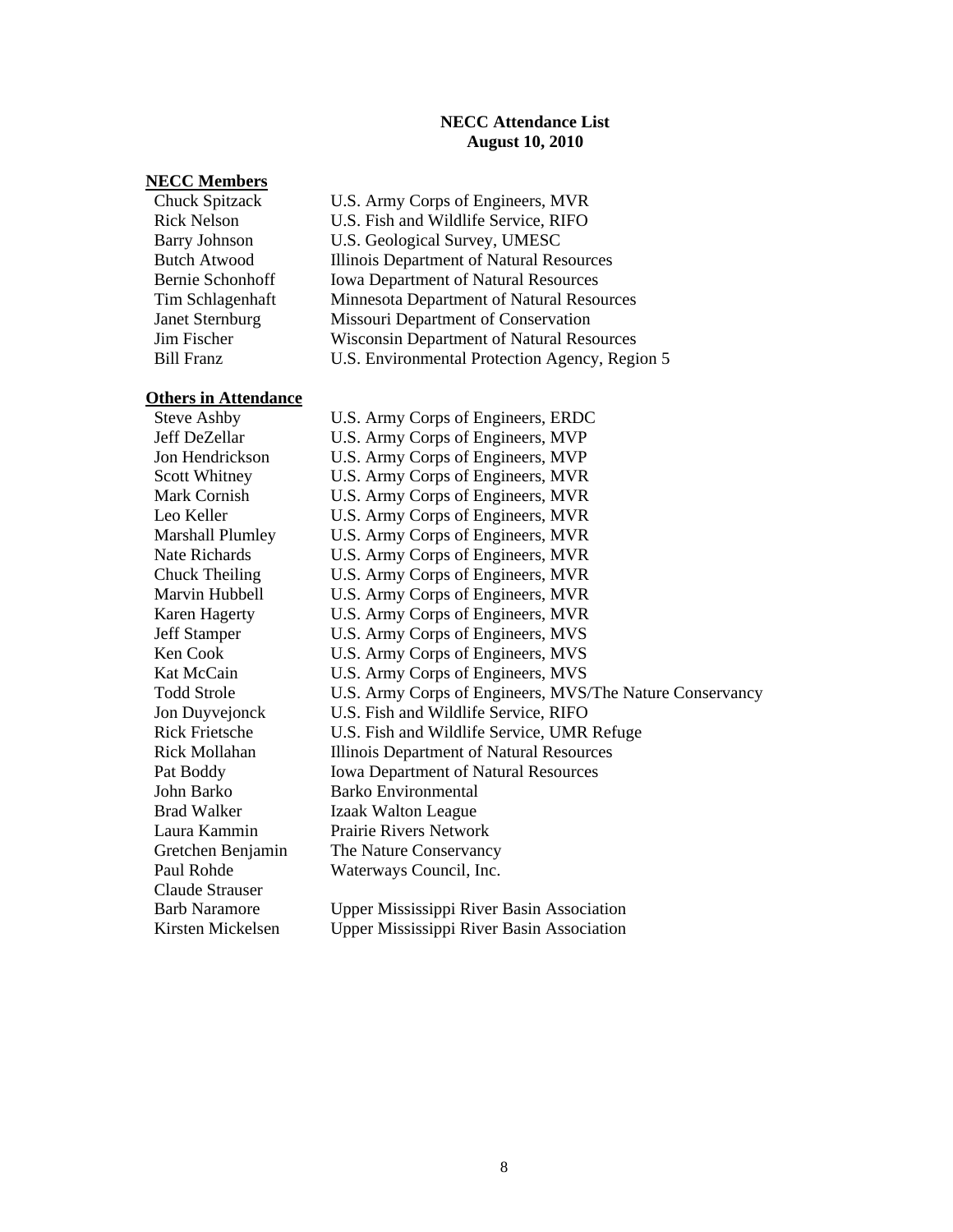**NECC Attendance List**
**August 10, 2010**

**NECC Members**

| | |
|---|---|
| Chuck Spitzack | U.S. Army Corps of Engineers, MVR |
| Rick Nelson | U.S. Fish and Wildlife Service, RIFO |
| Barry Johnson | U.S. Geological Survey, UMESC |
| Butch Atwood | Illinois Department of Natural Resources |
| Bernie Schonhoff | Iowa Department of Natural Resources |
| Tim Schlagenhaft | Minnesota Department of Natural Resources |
| Janet Sternburg | Missouri Department of Conservation |
| Jim Fischer | Wisconsin Department of Natural Resources |
| Bill Franz | U.S. Environmental Protection Agency, Region 5 |

**Others in Attendance**

| | |
|---|---|
| Steve Ashby | U.S. Army Corps of Engineers, ERDC |
| Jeff DeZellar | U.S. Army Corps of Engineers, MVP |
| Jon Hendrickson | U.S. Army Corps of Engineers, MVP |
| Scott Whitney | U.S. Army Corps of Engineers, MVR |
| Mark Cornish | U.S. Army Corps of Engineers, MVR |
| Leo Keller | U.S. Army Corps of Engineers, MVR |
| Marshall Plumley | U.S. Army Corps of Engineers, MVR |
| Nate Richards | U.S. Army Corps of Engineers, MVR |
| Chuck Theiling | U.S. Army Corps of Engineers, MVR |
| Marvin Hubbell | U.S. Army Corps of Engineers, MVR |
| Karen Hagerty | U.S. Army Corps of Engineers, MVR |
| Jeff Stamper | U.S. Army Corps of Engineers, MVS |
| Ken Cook | U.S. Army Corps of Engineers, MVS |
| Kat McCain | U.S. Army Corps of Engineers, MVS |
| Todd Strole | U.S. Army Corps of Engineers, MVS/The Nature Conservancy |
| Jon Duyvejonck | U.S. Fish and Wildlife Service, RIFO |
| Rick Frietsche | U.S. Fish and Wildlife Service, UMR Refuge |
| Rick Mollahan | Illinois Department of Natural Resources |
| Pat Boddy | Iowa Department of Natural Resources |
| John Barko | Barko Environmental |
| Brad Walker | Izaak Walton League |
| Laura Kammin | Prairie Rivers Network |
| Gretchen Benjamin | The Nature Conservancy |
| Paul Rohde | Waterways Council, Inc. |
| Claude Strauser | |
| Barb Naramore | Upper Mississippi River Basin Association |
| Kirsten Mickelsen | Upper Mississippi River Basin Association |